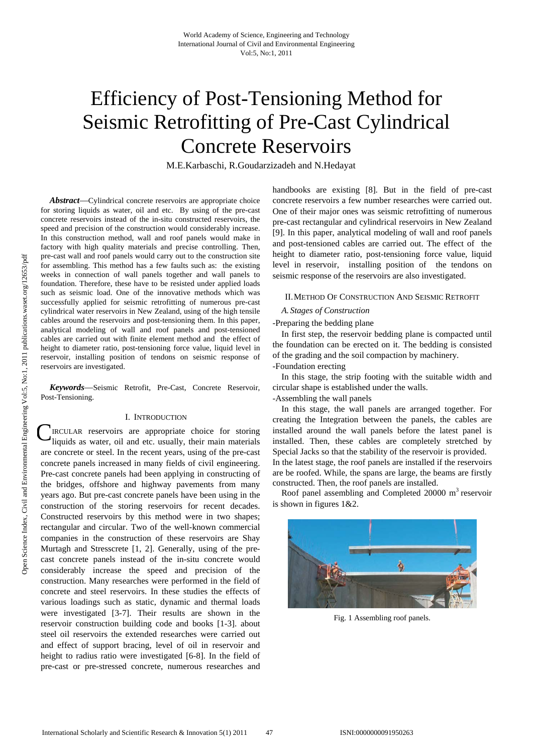# Efficiency of Post-Tensioning Method for Seismic Retrofitting of Pre-Cast Cylindrical Concrete Reservoirs

M.E.Karbaschi, R.Goudarzizadeh and N.Hedayat

***Abstract*****—**Cylindrical concrete reservoirs are appropriate choice for storing liquids as water, oil and etc. By using of the pre-cast concrete reservoirs instead of the in-situ constructed reservoirs, the speed and precision of the construction would considerably increase. In this construction method, wall and roof panels would make in factory with high quality materials and precise controlling. Then, pre-cast wall and roof panels would carry out to the construction site for assembling. This method has a few faults such as: the existing weeks in connection of wall panels together and wall panels to foundation. Therefore, these have to be resisted under applied loads such as seismic load. One of the innovative methods which was successfully applied for seismic retrofitting of numerous pre-cast cylindrical water reservoirs in New Zealand, using of the high tensile cables around the reservoirs and post-tensioning them. In this paper, analytical modeling of wall and roof panels and post-tensioned cables are carried out with finite element method and the effect of height to diameter ratio, post-tensioning force value, liquid level in reservoir, installing position of tendons on seismic response of reservoirs are investigated.

***Keywords*****—**Seismic Retrofit, Pre-Cast, Concrete Reservoir, Post-Tensioning.

## I. Introduction

CIRCULAR reservoirs are appropriate choice for storing liquids as water, oil and etc. usually, their main materials are concrete or steel. In the recent years, using of the pre-cast concrete panels increased in many fields of civil engineering. Pre-cast concrete panels had been applying in constructing of the bridges, offshore and highway pavements from many years ago. But pre-cast concrete panels have been using in the construction of the storing reservoirs for recent decades. Constructed reservoirs by this method were in two shapes; rectangular and circular. Two of the well-known commercial companies in the construction of these reservoirs are Shay Murtagh and Stresscrete [1, 2]. Generally, using of the pre-cast concrete panels instead of the in-situ concrete would considerably increase the speed and precision of the construction. Many researches were performed in the field of concrete and steel reservoirs. In these studies the effects of various loadings such as static, dynamic and thermal loads were investigated [3-7]. Their results are shown in the reservoir construction building code and books [1-3]. about steel oil reservoirs the extended researches were carried out and effect of support bracing, level of oil in reservoir and height to radius ratio were investigated [6-8]. In the field of pre-cast or pre-stressed concrete, numerous researches and handbooks are existing [8]. But in the field of pre-cast concrete reservoirs a few number researches were carried out. One of their major ones was seismic retrofitting of numerous pre-cast rectangular and cylindrical reservoirs in New Zealand [9]. In this paper, analytical modeling of wall and roof panels and post-tensioned cables are carried out. The effect of the height to diameter ratio, post-tensioning force value, liquid level in reservoir, installing position of the tendons on seismic response of the reservoirs are also investigated.

## II. Method Of Construction And Seismic Retrofit

### *A. Stages of Construction*

-Preparing the bedding plane

In first step, the reservoir bedding plane is compacted until the foundation can be erected on it. The bedding is consisted of the grading and the soil compaction by machinery.

-Foundation erecting

In this stage, the strip footing with the suitable width and circular shape is established under the walls.

-Assembling the wall panels

In this stage, the wall panels are arranged together. For creating the Integration between the panels, the cables are installed around the wall panels before the latest panel is installed. Then, these cables are completely stretched by Special Jacks so that the stability of the reservoir is provided.

In the latest stage, the roof panels are installed if the reservoirs are be roofed. While, the spans are large, the beams are firstly constructed. Then, the roof panels are installed.

Roof panel assembling and Completed 20000 m$^3$ reservoir is shown in figures 1&2.

Fig. 1 Assembling roof panels.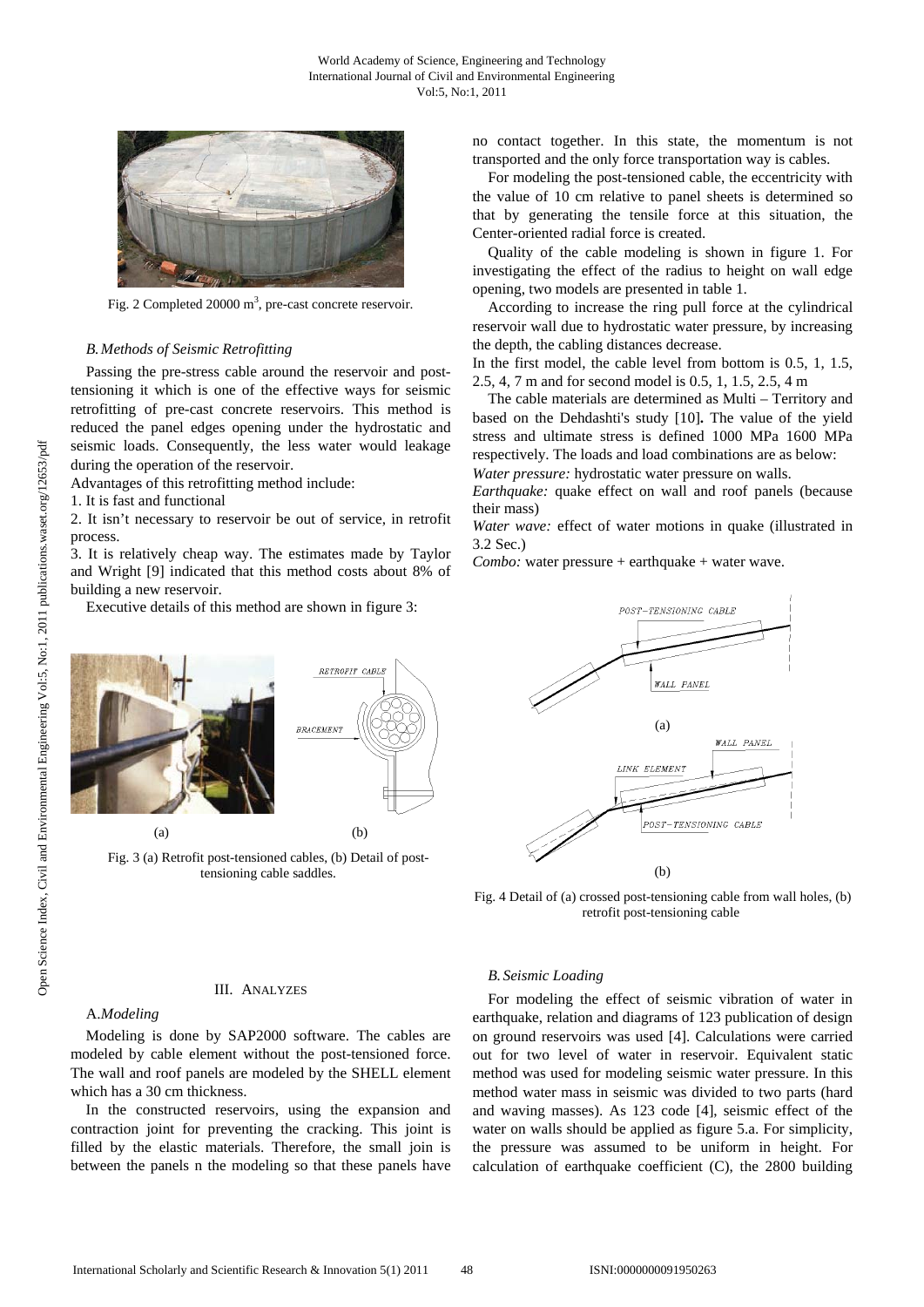Fig. 2 Completed 20000 m$^3$, pre-cast concrete reservoir.

### *B. Methods of Seismic Retrofitting*

Passing the pre-stress cable around the reservoir and post-tensioning it which is one of the effective ways for seismic retrofitting of pre-cast concrete reservoirs. This method is reduced the panel edges opening under the hydrostatic and seismic loads. Consequently, the less water would leakage during the operation of the reservoir.

Advantages of this retrofitting method include:

1. It is fast and functional
2. It isn't necessary to reservoir be out of service, in retrofit process.
3. It is relatively cheap way. The estimates made by Taylor and Wright [9] indicated that this method costs about 8% of building a new reservoir.

Executive details of this method are shown in figure 3:

Fig. 3 (a) Retrofit post-tensioned cables, (b) Detail of post-tensioning cable saddles.

## III. Analyzes

### A. *Modeling*

Modeling is done by SAP2000 software. The cables are modeled by cable element without the post-tensioned force. The wall and roof panels are modeled by the SHELL element which has a 30 cm thickness.

In the constructed reservoirs, using the expansion and contraction joint for preventing the cracking. This joint is filled by the elastic materials. Therefore, the small join is between the panels n the modeling so that these panels have no contact together. In this state, the momentum is not transported and the only force transportation way is cables.

For modeling the post-tensioned cable, the eccentricity with the value of 10 cm relative to panel sheets is determined so that by generating the tensile force at this situation, the Center-oriented radial force is created.

Quality of the cable modeling is shown in figure 1. For investigating the effect of the radius to height on wall edge opening, two models are presented in table 1.

According to increase the ring pull force at the cylindrical reservoir wall due to hydrostatic water pressure, by increasing the depth, the cabling distances decrease.

In the first model, the cable level from bottom is 0.5, 1, 1.5, 2.5, 4, 7 m and for second model is 0.5, 1, 1.5, 2.5, 4 m

The cable materials are determined as Multi – Territory and based on the Dehdashti's study [10]. The value of the yield stress and ultimate stress is defined 1000 MPa 1600 MPa respectively. The loads and load combinations are as below:

*Water pressure:* hydrostatic water pressure on walls.

*Earthquake:* quake effect on wall and roof panels (because their mass)

*Water wave:* effect of water motions in quake (illustrated in 3.2 Sec.)

*Combo:* water pressure + earthquake + water wave.

Fig. 4 Detail of (a) crossed post-tensioning cable from wall holes, (b) retrofit post-tensioning cable

### *B. Seismic Loading*

For modeling the effect of seismic vibration of water in earthquake, relation and diagrams of 123 publication of design on ground reservoirs was used [4]. Calculations were carried out for two level of water in reservoir. Equivalent static method was used for modeling seismic water pressure. In this method water mass in seismic was divided to two parts (hard and waving masses). As 123 code [4], seismic effect of the water on walls should be applied as figure 5.a. For simplicity, the pressure was assumed to be uniform in height. For calculation of earthquake coefficient (C), the 2800 building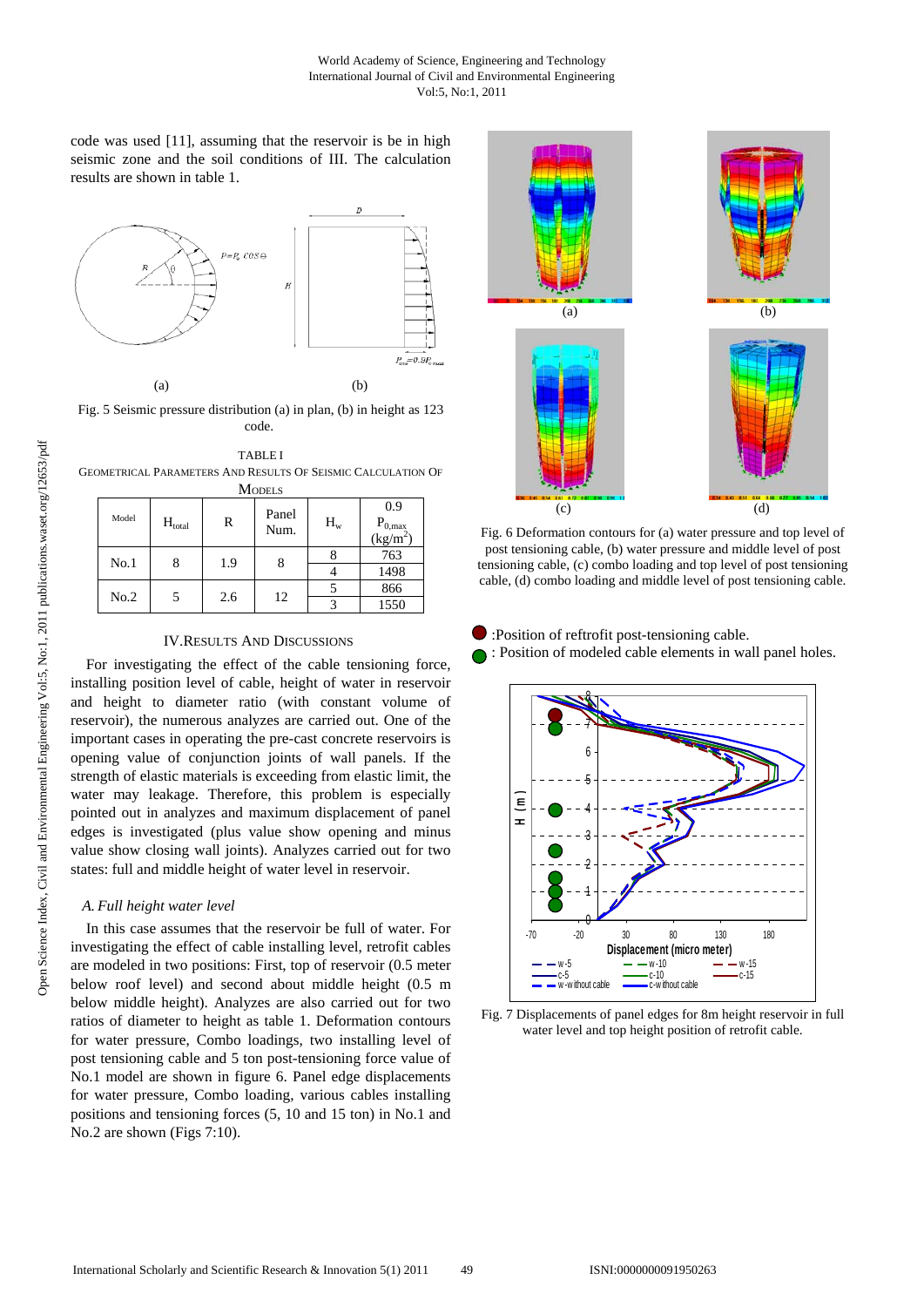code was used [11], assuming that the reservoir is be in high seismic zone and the soil conditions of III. The calculation results are shown in table 1.

Fig. 5 Seismic pressure distribution (a) in plan, (b) in height as 123 code.

TABLE I
GEOMETRICAL PARAMETERS AND RESULTS OF SEISMIC CALCULATION OF MODELS

| Model | $H_{total}$ | R | Panel Num. | $H_w$ | 0.9 $P_{0,max}$ (kg/m$^2$) |
|---|---|---|---|---|---|
| No.1 | 8 | 1.9 | 8 | 8 | 763 |
| | | | | 4 | 1498 |
| No.2 | 5 | 2.6 | 12 | 5 | 866 |
| | | | | 3 | 1550 |

## IV. RESULTS AND DISCUSSIONS

For investigating the effect of the cable tensioning force, installing position level of cable, height of water in reservoir and height to diameter ratio (with constant volume of reservoir), the numerous analyzes are carried out. One of the important cases in operating the pre-cast concrete reservoirs is opening value of conjunction joints of wall panels. If the strength of elastic materials is exceeding from elastic limit, the water may leakage. Therefore, this problem is especially pointed out in analyzes and maximum displacement of panel edges is investigated (plus value show opening and minus value show closing wall joints). Analyzes carried out for two states: full and middle height of water level in reservoir.

### *A. Full height water level*

In this case assumes that the reservoir be full of water. For investigating the effect of cable installing level, retrofit cables are modeled in two positions: First, top of reservoir (0.5 meter below roof level) and second about middle height (0.5 m below middle height). Analyzes are also carried out for two ratios of diameter to height as table 1. Deformation contours for water pressure, Combo loadings, two installing level of post tensioning cable and 5 ton post-tensioning force value of No.1 model are shown in figure 6. Panel edge displacements for water pressure, Combo loading, various cables installing positions and tensioning forces (5, 10 and 15 ton) in No.1 and No.2 are shown (Figs 7:10).

Fig. 6 Deformation contours for (a) water pressure and top level of post tensioning cable, (b) water pressure and middle level of post tensioning cable, (c) combo loading and top level of post tensioning cable, (d) combo loading and middle level of post tensioning cable.

Fig. 7 Displacements of panel edges for 8m height reservoir in full water level and top height position of retrofit cable.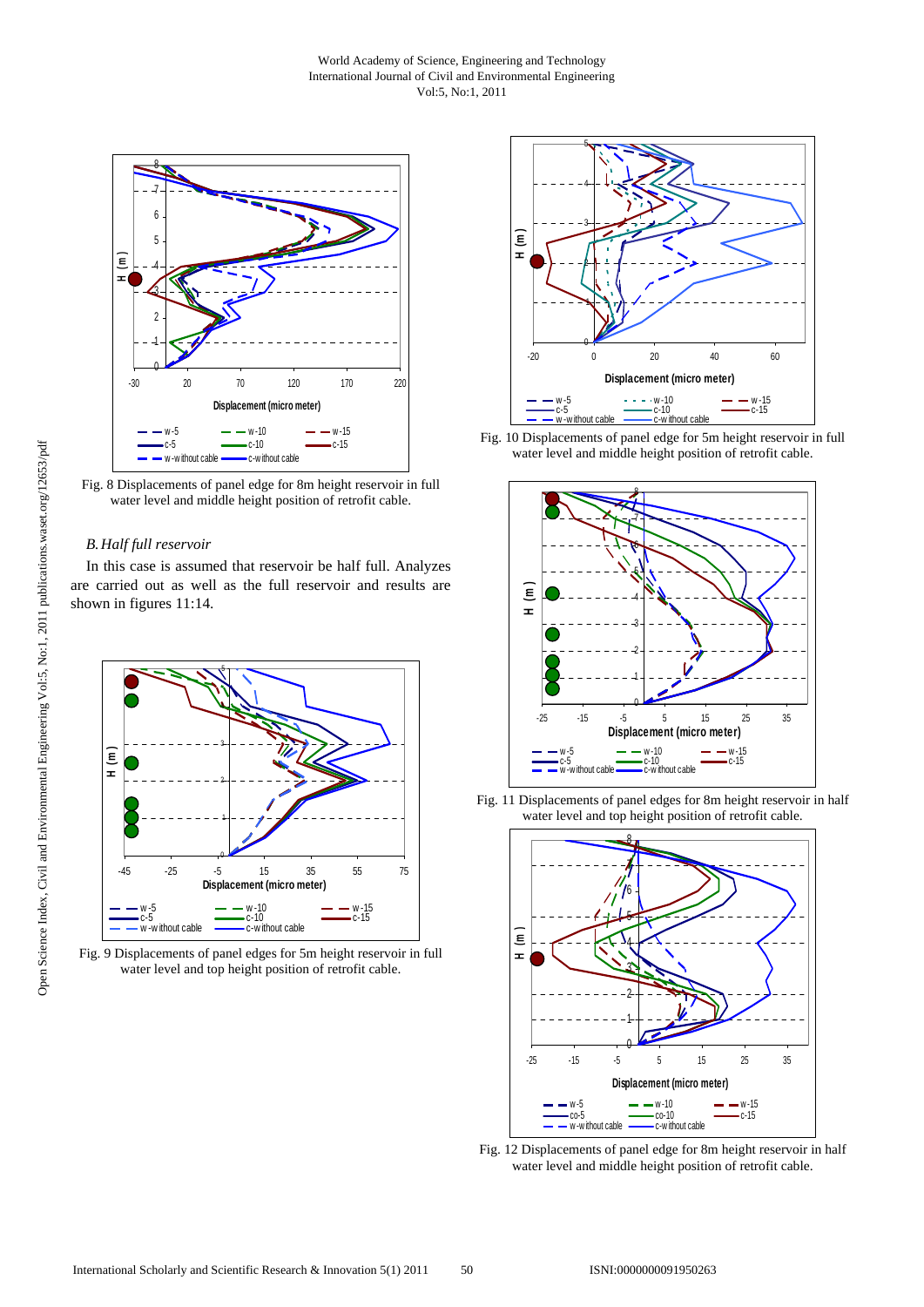Fig. 8 Displacements of panel edge for 8m height reservoir in full water level and middle height position of retrofit cable.

*B. Half full reservoir*

In this case is assumed that reservoir be half full. Analyzes are carried out as well as the full reservoir and results are shown in figures 11:14.

Fig. 9 Displacements of panel edges for 5m height reservoir in full water level and top height position of retrofit cable.

Fig. 10 Displacements of panel edge for 5m height reservoir in full water level and middle height position of retrofit cable.

Fig. 11 Displacements of panel edges for 8m height reservoir in half water level and top height position of retrofit cable.

Fig. 12 Displacements of panel edge for 8m height reservoir in half water level and middle height position of retrofit cable.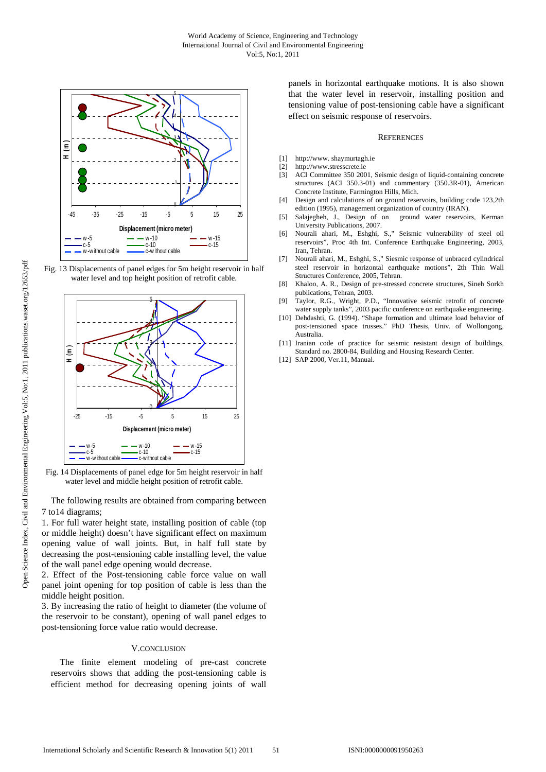H (m)

5
4
3
2
1
0

-45 -35 -25 -15 -5 5 15 25

Displacement (micro meter)

w-5
c-5
w-without cable
w-10
c-10
c-without cable
w-15
c-15

Fig. 13 Displacements of panel edges for 5m height reservoir in half water level and top height position of retrofit cable.

H (m)

5
4
3
2
1
0

-25 -15 -5 5 15 25

Displacement (micro meter)

w-5
c-5
w-without cable
w-10
c-10
c-without cable
w-15
c-15

Fig. 14 Displacements of panel edge for 5m height reservoir in half water level and middle height position of retrofit cable.

The following results are obtained from comparing between 7 to14 diagrams;

1. For full water height state, installing position of cable (top or middle height) doesn't have significant effect on maximum opening value of wall joints. But, in half full state by decreasing the post-tensioning cable installing level, the value of the wall panel edge opening would decrease.
2. Effect of the Post-tensioning cable force value on wall panel joint opening for top position of cable is less than the middle height position.
3. By increasing the ratio of height to diameter (the volume of the reservoir to be constant), opening of wall panel edges to post-tensioning force value ratio would decrease.

## V. CONCLUSION

The finite element modeling of pre-cast concrete reservoirs shows that adding the post-tensioning cable is efficient method for decreasing opening joints of wall panels in horizontal earthquake motions. It is also shown that the water level in reservoir, installing position and tensioning value of post-tensioning cable have a significant effect on seismic response of reservoirs.

## REFERENCES

[1] http://www. shaymurtagh.ie
[2] http://www.stresscrete.ie
[3] ACI Committee 350 2001, Seismic design of liquid-containing concrete structures (ACI 350.3-01) and commentary (350.3R-01), American Concrete Institute, Farmington Hills, Mich.
[4] Design and calculations of on ground reservoirs, building code 123,2th edition (1995), management organization of country (IRAN).
[5] Salajegheh, J., Design of on ground water reservoirs, Kerman University Publications, 2007.
[6] Nourali ahari, M., Eshghi, S.," Seismic vulnerability of steel oil reservoirs", Proc 4th Int. Conference Earthquake Engineering, 2003, Iran, Tehran.
[7] Nourali ahari, M., Eshghi, S.," Siesmic response of unbraced cylindrical steel reservoir in horizontal earthquake motions", 2th Thin Wall Structures Conference, 2005, Tehran.
[8] Khaloo, A. R., Design of pre-stressed concrete structures, Sineh Sorkh publications, Tehran, 2003.
[9] Taylor, R.G., Wright, P.D., "Innovative seismic retrofit of concrete water supply tanks", 2003 pacific conference on earthquake engineering.
[10] Dehdashti, G. (1994). "Shape formation and ultimate load behavior of post-tensioned space trusses." PhD Thesis, Univ. of Wollongong, Australia.
[11] Iranian code of practice for seismic resistant design of buildings, Standard no. 2800-84, Building and Housing Research Center.
[12] SAP 2000, Ver.11, Manual.